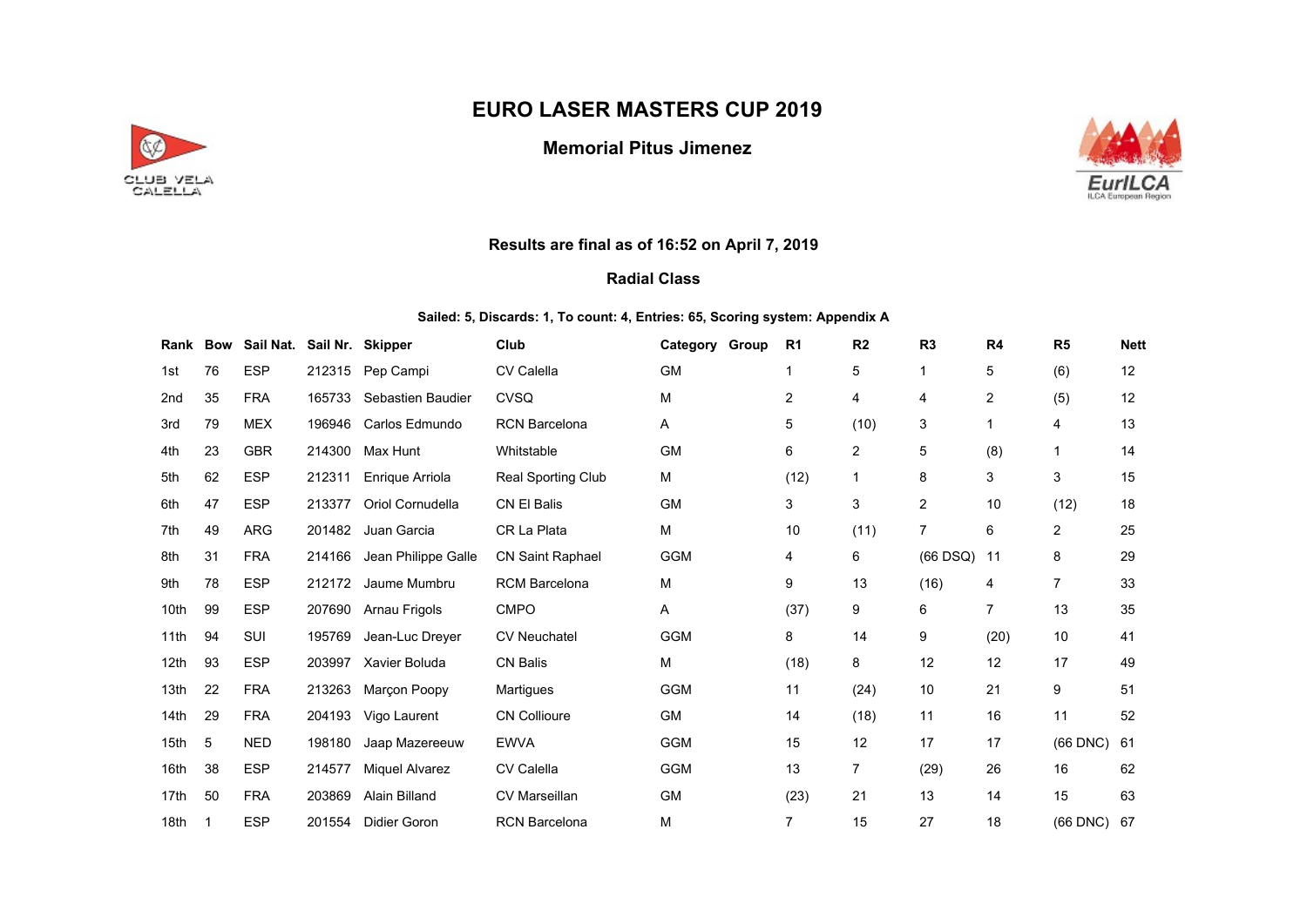# EURO LASER MASTERS CUP 2019

## Memorial Pitus Jimenez

### Results are final as of 16:52 on April 7, 2019

### Radial Class

**Sailed: 5, Discards: 1, To count: 4, Entries: 65, Scoring system: Appendix A**

| Rank | Bow | Sail Nat. | Sail Nr. | Skipper | Club | Category | Group | R1 | R2 | R3 | R4 | R5 | Nett |
|---|---|---|---|---|---|---|---|---|---|---|---|---|---|
| 1st | 76 | ESP | 212315 | Pep Campi | CV Calella | GM | | 1 | 5 | 1 | 5 | (6) | 12 |
| 2nd | 35 | FRA | 165733 | Sebastien Baudier | CVSQ | M | | 2 | 4 | 4 | 2 | (5) | 12 |
| 3rd | 79 | MEX | 196946 | Carlos Edmundo | RCN Barcelona | A | | 5 | (10) | 3 | 1 | 4 | 13 |
| 4th | 23 | GBR | 214300 | Max Hunt | Whitstable | GM | | 6 | 2 | 5 | (8) | 1 | 14 |
| 5th | 62 | ESP | 212311 | Enrique Arriola | Real Sporting Club | M | | (12) | 1 | 8 | 3 | 3 | 15 |
| 6th | 47 | ESP | 213377 | Oriol Cornudella | CN El Balis | GM | | 3 | 3 | 2 | 10 | (12) | 18 |
| 7th | 49 | ARG | 201482 | Juan Garcia | CR La Plata | M | | 10 | (11) | 7 | 6 | 2 | 25 |
| 8th | 31 | FRA | 214166 | Jean Philippe Galle | CN Saint Raphael | GGM | | 4 | 6 | (66 DSQ) | 11 | 8 | 29 |
| 9th | 78 | ESP | 212172 | Jaume Mumbru | RCM Barcelona | M | | 9 | 13 | (16) | 4 | 7 | 33 |
| 10th | 99 | ESP | 207690 | Arnau Frigols | CMPO | A | | (37) | 9 | 6 | 7 | 13 | 35 |
| 11th | 94 | SUI | 195769 | Jean-Luc Dreyer | CV Neuchatel | GGM | | 8 | 14 | 9 | (20) | 10 | 41 |
| 12th | 93 | ESP | 203997 | Xavier Boluda | CN Balis | M | | (18) | 8 | 12 | 12 | 17 | 49 |
| 13th | 22 | FRA | 213263 | Marçon Poopy | Martigues | GGM | | 11 | (24) | 10 | 21 | 9 | 51 |
| 14th | 29 | FRA | 204193 | Vigo Laurent | CN Collioure | GM | | 14 | (18) | 11 | 16 | 11 | 52 |
| 15th | 5 | NED | 198180 | Jaap Mazereeuw | EWVA | GGM | | 15 | 12 | 17 | 17 | (66 DNC) | 61 |
| 16th | 38 | ESP | 214577 | Miquel Alvarez | CV Calella | GGM | | 13 | 7 | (29) | 26 | 16 | 62 |
| 17th | 50 | FRA | 203869 | Alain Billand | CV Marseillan | GM | | (23) | 21 | 13 | 14 | 15 | 63 |
| 18th | 1 | ESP | 201554 | Didier Goron | RCN Barcelona | M | | 7 | 15 | 27 | 18 | (66 DNC) | 67 |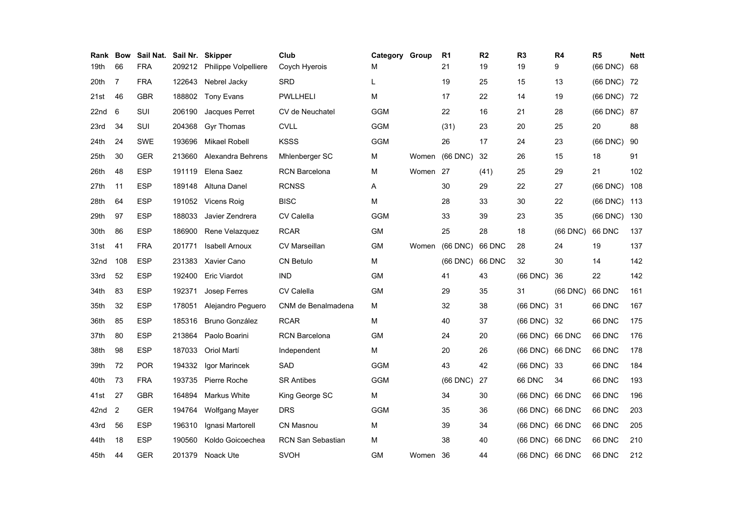| Rank | Bow | Sail Nat. | Sail Nr. | Skipper | Club | Category | Group | R1 | R2 | R3 | R4 | R5 | Nett |
|---|---|---|---|---|---|---|---|---|---|---|---|---|---|
| 19th | 66 | FRA | 209212 | Philippe Volpelliere | Coych Hyerois | M | | 21 | 19 | 19 | 9 | (66 DNC) | 68 |
| 20th | 7 | FRA | 122643 | Nebrel Jacky | SRD | L | | 19 | 25 | 15 | 13 | (66 DNC) | 72 |
| 21st | 46 | GBR | 188802 | Tony Evans | PWLLHELI | M | | 17 | 22 | 14 | 19 | (66 DNC) | 72 |
| 22nd | 6 | SUI | 206190 | Jacques Perret | CV de Neuchatel | GGM | | 22 | 16 | 21 | 28 | (66 DNC) | 87 |
| 23rd | 34 | SUI | 204368 | Gyr Thomas | CVLL | GGM | | (31) | 23 | 20 | 25 | 20 | 88 |
| 24th | 24 | SWE | 193696 | Mikael Robell | KSSS | GGM | | 26 | 17 | 24 | 23 | (66 DNC) | 90 |
| 25th | 30 | GER | 213660 | Alexandra Behrens | Mhlenberger SC | M | Women | (66 DNC) | 32 | 26 | 15 | 18 | 91 |
| 26th | 48 | ESP | 191119 | Elena Saez | RCN Barcelona | M | Women | 27 | (41) | 25 | 29 | 21 | 102 |
| 27th | 11 | ESP | 189148 | Altuna Danel | RCNSS | A | | 30 | 29 | 22 | 27 | (66 DNC) | 108 |
| 28th | 64 | ESP | 191052 | Vicens Roig | BISC | M | | 28 | 33 | 30 | 22 | (66 DNC) | 113 |
| 29th | 97 | ESP | 188033 | Javier Zendrera | CV Calella | GGM | | 33 | 39 | 23 | 35 | (66 DNC) | 130 |
| 30th | 86 | ESP | 186900 | Rene Velazquez | RCAR | GM | | 25 | 28 | 18 | (66 DNC) | 66 DNC | 137 |
| 31st | 41 | FRA | 201771 | Isabell Arnoux | CV Marseillan | GM | Women | (66 DNC) | 66 DNC | 28 | 24 | 19 | 137 |
| 32nd | 108 | ESP | 231383 | Xavier Cano | CN Betulo | M | | (66 DNC) | 66 DNC | 32 | 30 | 14 | 142 |
| 33rd | 52 | ESP | 192400 | Eric Viardot | IND | GM | | 41 | 43 | (66 DNC) | 36 | 22 | 142 |
| 34th | 83 | ESP | 192371 | Josep Ferres | CV Calella | GM | | 29 | 35 | 31 | (66 DNC) | 66 DNC | 161 |
| 35th | 32 | ESP | 178051 | Alejandro Peguero | CNM de Benalmadena | M | | 32 | 38 | (66 DNC) | 31 | 66 DNC | 167 |
| 36th | 85 | ESP | 185316 | Bruno González | RCAR | M | | 40 | 37 | (66 DNC) | 32 | 66 DNC | 175 |
| 37th | 80 | ESP | 213864 | Paolo Boarini | RCN Barcelona | GM | | 24 | 20 | (66 DNC) | 66 DNC | 66 DNC | 176 |
| 38th | 98 | ESP | 187033 | Oriol Martí | Independent | M | | 20 | 26 | (66 DNC) | 66 DNC | 66 DNC | 178 |
| 39th | 72 | POR | 194332 | Igor Marincek | SAD | GGM | | 43 | 42 | (66 DNC) | 33 | 66 DNC | 184 |
| 40th | 73 | FRA | 193735 | Pierre Roche | SR Antibes | GGM | | (66 DNC) | 27 | 66 DNC | 34 | 66 DNC | 193 |
| 41st | 27 | GBR | 164894 | Markus White | King George SC | M | | 34 | 30 | (66 DNC) | 66 DNC | 66 DNC | 196 |
| 42nd | 2 | GER | 194764 | Wolfgang Mayer | DRS | GGM | | 35 | 36 | (66 DNC) | 66 DNC | 66 DNC | 203 |
| 43rd | 56 | ESP | 196310 | Ignasi Martorell | CN Masnou | M | | 39 | 34 | (66 DNC) | 66 DNC | 66 DNC | 205 |
| 44th | 18 | ESP | 190560 | Koldo Goicoechea | RCN San Sebastian | M | | 38 | 40 | (66 DNC) | 66 DNC | 66 DNC | 210 |
| 45th | 44 | GER | 201379 | Noack Ute | SVOH | GM | Women | 36 | 44 | (66 DNC) | 66 DNC | 66 DNC | 212 |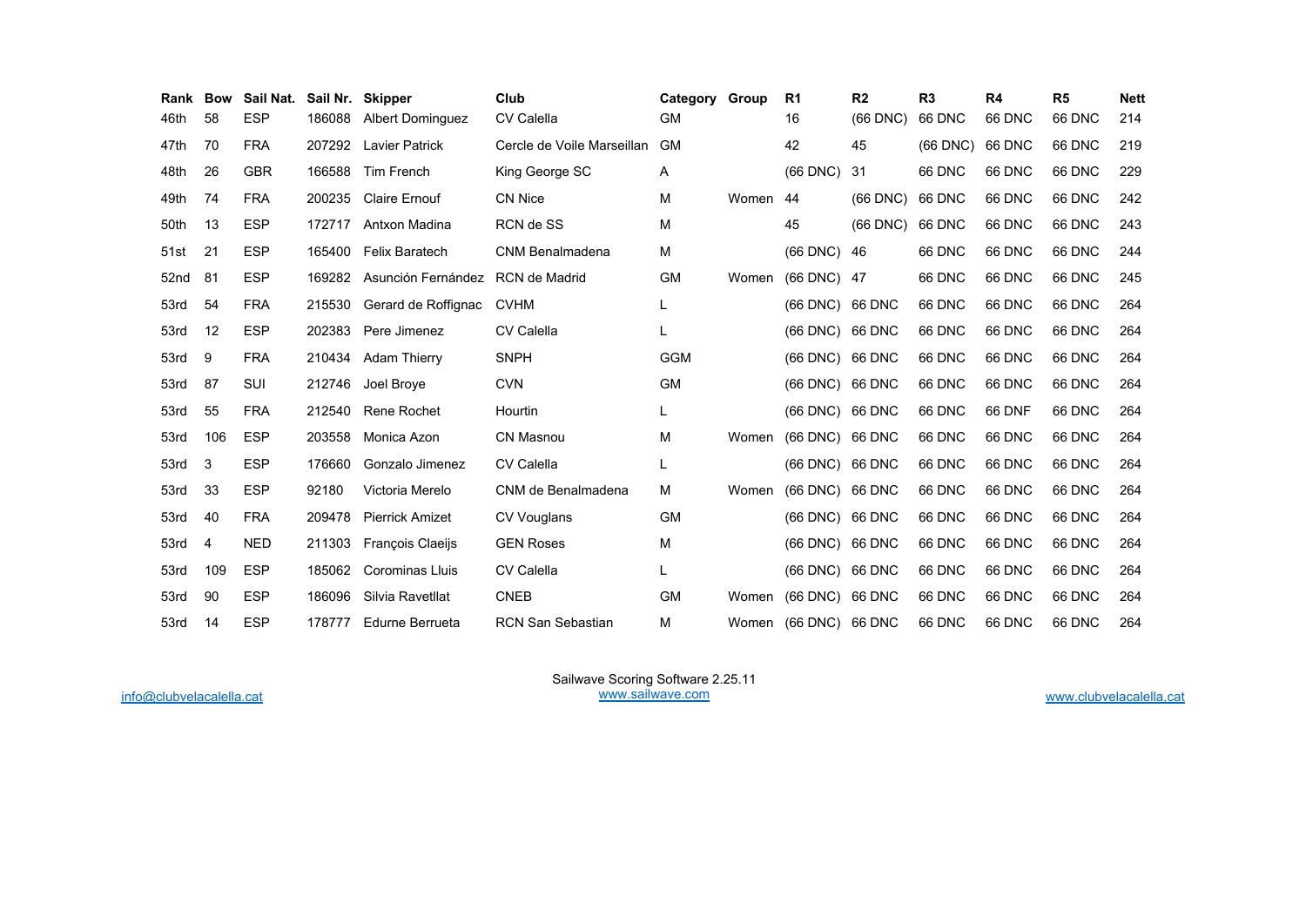| Rank | Bow | Sail Nat. | Sail Nr. | Skipper | Club | Category | Group | R1 | R2 | R3 | R4 | R5 | Nett |
|---|---|---|---|---|---|---|---|---|---|---|---|---|---|
| 46th | 58 | ESP | 186088 | Albert Dominguez | CV Calella | GM | | 16 | (66 DNC) | 66 DNC | 66 DNC | 66 DNC | 214 |
| 47th | 70 | FRA | 207292 | Lavier Patrick | Cercle de Voile Marseillan | GM | | 42 | 45 | (66 DNC) | 66 DNC | 66 DNC | 219 |
| 48th | 26 | GBR | 166588 | Tim French | King George SC | A | | (66 DNC) | 31 | 66 DNC | 66 DNC | 66 DNC | 229 |
| 49th | 74 | FRA | 200235 | Claire Ernouf | CN Nice | M | Women | 44 | (66 DNC) | 66 DNC | 66 DNC | 66 DNC | 242 |
| 50th | 13 | ESP | 172717 | Antxon Madina | RCN de SS | M | | 45 | (66 DNC) | 66 DNC | 66 DNC | 66 DNC | 243 |
| 51st | 21 | ESP | 165400 | Felix Baratech | CNM Benalmadena | M | | (66 DNC) | 46 | 66 DNC | 66 DNC | 66 DNC | 244 |
| 52nd | 81 | ESP | 169282 | Asunción Fernández | RCN de Madrid | GM | Women | (66 DNC) | 47 | 66 DNC | 66 DNC | 66 DNC | 245 |
| 53rd | 54 | FRA | 215530 | Gerard de Roffignac | CVHM | L | | (66 DNC) | 66 DNC | 66 DNC | 66 DNC | 66 DNC | 264 |
| 53rd | 12 | ESP | 202383 | Pere Jimenez | CV Calella | L | | (66 DNC) | 66 DNC | 66 DNC | 66 DNC | 66 DNC | 264 |
| 53rd | 9 | FRA | 210434 | Adam Thierry | SNPH | GGM | | (66 DNC) | 66 DNC | 66 DNC | 66 DNC | 66 DNC | 264 |
| 53rd | 87 | SUI | 212746 | Joel Broye | CVN | GM | | (66 DNC) | 66 DNC | 66 DNC | 66 DNC | 66 DNC | 264 |
| 53rd | 55 | FRA | 212540 | Rene Rochet | Hourtin | L | | (66 DNC) | 66 DNC | 66 DNC | 66 DNF | 66 DNC | 264 |
| 53rd | 106 | ESP | 203558 | Monica Azon | CN Masnou | M | Women | (66 DNC) | 66 DNC | 66 DNC | 66 DNC | 66 DNC | 264 |
| 53rd | 3 | ESP | 176660 | Gonzalo Jimenez | CV Calella | L | | (66 DNC) | 66 DNC | 66 DNC | 66 DNC | 66 DNC | 264 |
| 53rd | 33 | ESP | 92180 | Victoria Merelo | CNM de Benalmadena | M | Women | (66 DNC) | 66 DNC | 66 DNC | 66 DNC | 66 DNC | 264 |
| 53rd | 40 | FRA | 209478 | Pierrick Amizet | CV Vouglans | GM | | (66 DNC) | 66 DNC | 66 DNC | 66 DNC | 66 DNC | 264 |
| 53rd | 4 | NED | 211303 | François Claeijs | GEN Roses | M | | (66 DNC) | 66 DNC | 66 DNC | 66 DNC | 66 DNC | 264 |
| 53rd | 109 | ESP | 185062 | Corominas Lluis | CV Calella | L | | (66 DNC) | 66 DNC | 66 DNC | 66 DNC | 66 DNC | 264 |
| 53rd | 90 | ESP | 186096 | Silvia Ravetllat | CNEB | GM | Women | (66 DNC) | 66 DNC | 66 DNC | 66 DNC | 66 DNC | 264 |
| 53rd | 14 | ESP | 178777 | Edurne Berrueta | RCN San Sebastian | M | Women | (66 DNC) | 66 DNC | 66 DNC | 66 DNC | 66 DNC | 264 |

info@clubvelacalella.cat

Sailwave Scoring Software 2.25.11
www.sailwave.com

www.clubvelacalella.cat